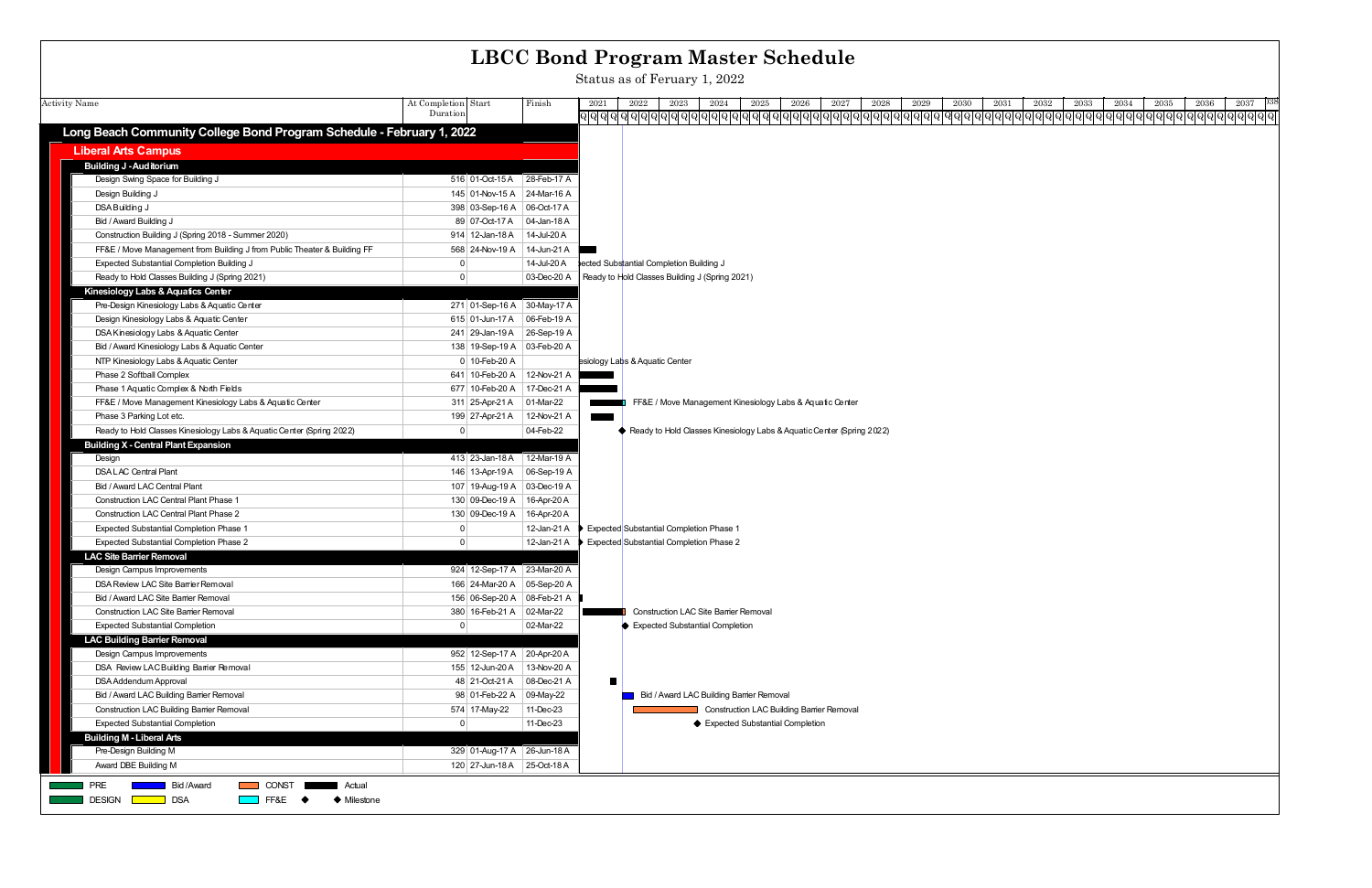# LBCC Bond Program Master Schedule

Status as of Feruary 1, 2022

| Activity Name | At Completion Duration | Start | Finish |
|---|---|---|---|
| **Long Beach Community College Bond Program Schedule - February 1, 2022** | | | |
| **Liberal Arts Campus** | | | |
| **Building J - Auditorium** | | | |
| Design Swing Space for Building J | 516 | 01-Oct-15 A | 28-Feb-17 A |
| Design Building J | 145 | 01-Nov-15 A | 24-Mar-16 A |
| DSA Building J | 398 | 03-Sep-16 A | 06-Oct-17 A |
| Bid / Award Building J | 89 | 07-Oct-17 A | 04-Jan-18 A |
| Construction Building J (Spring 2018 - Summer 2020) | 914 | 12-Jan-18 A | 14-Jul-20 A |
| FF&E / Move Management from Building J from Public Theater & Building FF | 568 | 24-Nov-19 A | 14-Jun-21 A |
| Expected Substantial Completion Building J | 0 | | 14-Jul-20 A |
| Ready to Hold Classes Building J (Spring 2021) | 0 | | 03-Dec-20 A |
| **Kinesiology Labs & Aquatics Center** | | | |
| Pre-Design Kinesiology Labs & Aquatic Center | 271 | 01-Sep-16 A | 30-May-17 A |
| Design Kinesiology Labs & Aquatic Center | 615 | 01-Jun-17 A | 06-Feb-19 A |
| DSA Kinesiology Labs & Aquatic Center | 241 | 29-Jan-19 A | 26-Sep-19 A |
| Bid / Award Kinesiology Labs & Aquatic Center | 138 | 19-Sep-19 A | 03-Feb-20 A |
| NTP Kinesiology Labs & Aquatic Center | 0 | 10-Feb-20 A | |
| Phase 2 Softball Complex | 641 | 10-Feb-20 A | 12-Nov-21 A |
| Phase 1 Aquatic Complex & North Fields | 677 | 10-Feb-20 A | 17-Dec-21 A |
| FF&E / Move Management Kinesiology Labs & Aquatic Center | 311 | 25-Apr-21 A | 01-Mar-22 |
| Phase 3 Parking Lot etc. | 199 | 27-Apr-21 A | 12-Nov-21 A |
| Ready to Hold Classes Kinesiology Labs & Aquatic Center (Spring 2022) | 0 | | 04-Feb-22 |
| **Building X - Central Plant Expansion** | | | |
| Design | 413 | 23-Jan-18 A | 12-Mar-19 A |
| DSA LAC Central Plant | 146 | 13-Apr-19 A | 06-Sep-19 A |
| Bid / Award LAC Central Plant | 107 | 19-Aug-19 A | 03-Dec-19 A |
| Construction LAC Central Plant Phase 1 | 130 | 09-Dec-19 A | 16-Apr-20 A |
| Construction LAC Central Plant Phase 2 | 130 | 09-Dec-19 A | 16-Apr-20 A |
| Expected Substantial Completion Phase 1 | 0 | | 12-Jan-21 A |
| Expected Substantial Completion Phase 2 | 0 | | 12-Jan-21 A |
| **LAC Site Barrier Removal** | | | |
| Design Campus Improvements | 924 | 12-Sep-17 A | 23-Mar-20 A |
| DSA Review LAC Site Barrier Removal | 166 | 24-Mar-20 A | 05-Sep-20 A |
| Bid / Award LAC Site Barrier Removal | 156 | 06-Sep-20 A | 08-Feb-21 A |
| Construction LAC Site Barrier Removal | 380 | 16-Feb-21 A | 02-Mar-22 |
| Expected Substantial Completion | 0 | | 02-Mar-22 |
| **LAC Building Barrier Removal** | | | |
| Design Campus Improvements | 952 | 12-Sep-17 A | 20-Apr-20 A |
| DSA Review LAC Building Barrier Removal | 155 | 12-Jun-20 A | 13-Nov-20 A |
| DSA Addendum Approval | 48 | 21-Oct-21 A | 08-Dec-21 A |
| Bid / Award LAC Building Barrier Removal | 98 | 01-Feb-22 A | 09-May-22 |
| Construction LAC Building Barrier Removal | 574 | 17-May-22 | 11-Dec-23 |
| Expected Substantial Completion | 0 | | 11-Dec-23 |
| **Building M - Liberal Arts** | | | |
| Pre-Design Building M | 329 | 01-Aug-17 A | 26-Jun-18 A |
| Award DBE Building M | 120 | 27-Jun-18 A | 25-Oct-18 A |

Legend: PRE, Bid / Award, CONST, Actual, DESIGN, DSA, FF&E, ◆ Milestone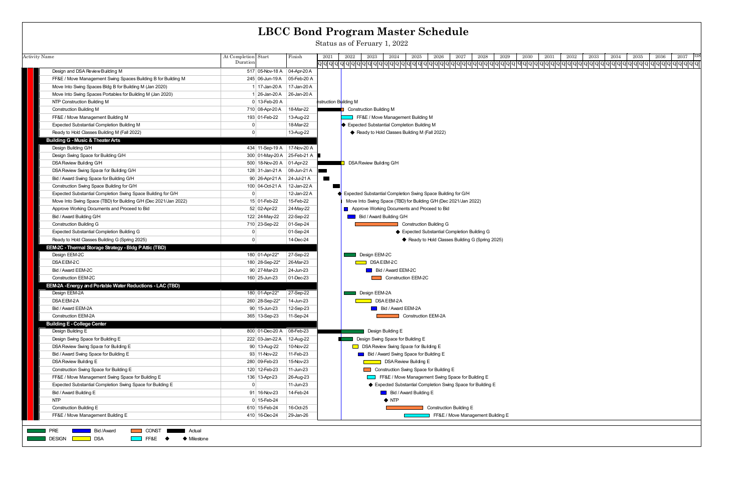# LBCC Bond Program Master Schedule

Status as of Feruary 1, 2022

| Activity Name | At Completion Duration | Start | Finish |
|---|---|---|---|
| Design and DSA Review Building M | 517 | 05-Nov-18 A | 04-Apr-20 A |
| FF&E / Move Management Swing Spaces Building B for Building M | 245 | 06-Jun-19 A | 05-Feb-20 A |
| Move Into Swing Spaces Bldg B for Building M (Jan 2020) | 1 | 17-Jan-20 A | 17-Jan-20 A |
| Move Into Swing Spaces Portables for Building M (Jan 2020) | 1 | 26-Jan-20 A | 26-Jan-20 A |
| NTP Construction Building M | 0 | 13-Feb-20 A | |
| Construction Building M | 710 | 08-Apr-20 A | 18-Mar-22 |
| FF&E / Move Management Building M | 193 | 01-Feb-22 | 13-Aug-22 |
| Expected Substantial Completion Building M | 0 | | 18-Mar-22 |
| Ready to Hold Classes Building M (Fall 2022) | 0 | | 13-Aug-22 |
| **Building G - Music & Theater Arts** | | | |
| Design Building G/H | 434 | 11-Sep-19 A | 17-Nov-20 A |
| Design Swing Space for Building G/H | 300 | 01-May-20 A | 25-Feb-21 A |
| DSA Review Building G/H | 500 | 18-Nov-20 A | 01-Apr-22 |
| DSA Review Swing Space for Building G/H | 128 | 31-Jan-21 A | 08-Jun-21 A |
| Bid / Award Swing Space for Building G/H | 90 | 26-Apr-21 A | 24-Jul-21 A |
| Construction Swing Space Building for G/H | 100 | 04-Oct-21 A | 12-Jan-22 A |
| Expected Substantial Completion Swing Space Building for G/H | 0 | | 12-Jan-22 A |
| Move Into Swing Space (TBD) for Building G/H (Dec 2021/Jan 2022) | 15 | 01-Feb-22 | 15-Feb-22 |
| Approve Working Documents and Proceed to Bid | 52 | 02-Apr-22 | 24-May-22 |
| Bid / Award Building G/H | 122 | 24-May-22 | 22-Sep-22 |
| Construction Building G | 710 | 23-Sep-22 | 01-Sep-24 |
| Expected Substantial Completion Building G | 0 | | 01-Sep-24 |
| Ready to Hold Classes Building G (Spring 2025) | 0 | | 14-Dec-24 |
| **EEM-2C - Thermal Storage Strategy - Bldg P Attic (TBD)** | | | |
| Design EEM-2C | 180 | 01-Apr-22* | 27-Sep-22 |
| DSA EEM-2C | 180 | 28-Sep-22* | 26-Mar-23 |
| Bid / Award EEM-2C | 90 | 27-Mar-23 | 24-Jun-23 |
| Construction EEM-2C | 160 | 25-Jun-23 | 01-Dec-23 |
| **EEM-2A - Energy and Portable Water Reductions - LAC (TBD)** | | | |
| Design EEM-2A | 180 | 01-Apr-22* | 27-Sep-22 |
| DSA EEM-2A | 260 | 28-Sep-22* | 14-Jun-23 |
| Bid / Award EEM-2A | 90 | 15-Jun-23 | 12-Sep-23 |
| Construction EEM-2A | 365 | 13-Sep-23 | 11-Sep-24 |
| **Building E - College Center** | | | |
| Design Building E | 800 | 01-Dec-20 A | 08-Feb-23 |
| Design Swing Space for Building E | 222 | 03-Jan-22 A | 12-Aug-22 |
| DSA Review Swing Space for Building E | 90 | 13-Aug-22 | 10-Nov-22 |
| Bid / Award Swing Space for Building E | 93 | 11-Nov-22 | 11-Feb-23 |
| DSA Review Building E | 280 | 09-Feb-23 | 15-Nov-23 |
| Construction Swing Space for Building E | 120 | 12-Feb-23 | 11-Jun-23 |
| FF&E / Move Management Swing Space for Building E | 136 | 13-Apr-23 | 26-Aug-23 |
| Expected Substantial Completion Swing Space for Building E | 0 | | 11-Jun-23 |
| Bid / Award Building E | 91 | 16-Nov-23 | 14-Feb-24 |
| NTP | 0 | 15-Feb-24 | |
| Construction Building E | 610 | 15-Feb-24 | 16-Oct-25 |
| FF&E / Move Management Building E | 410 | 16-Dec-24 | 29-Jan-26 |

Legend: PRE, DESIGN, Bid /Award, DSA, CONST, FF&E, Actual, ◆ Milestone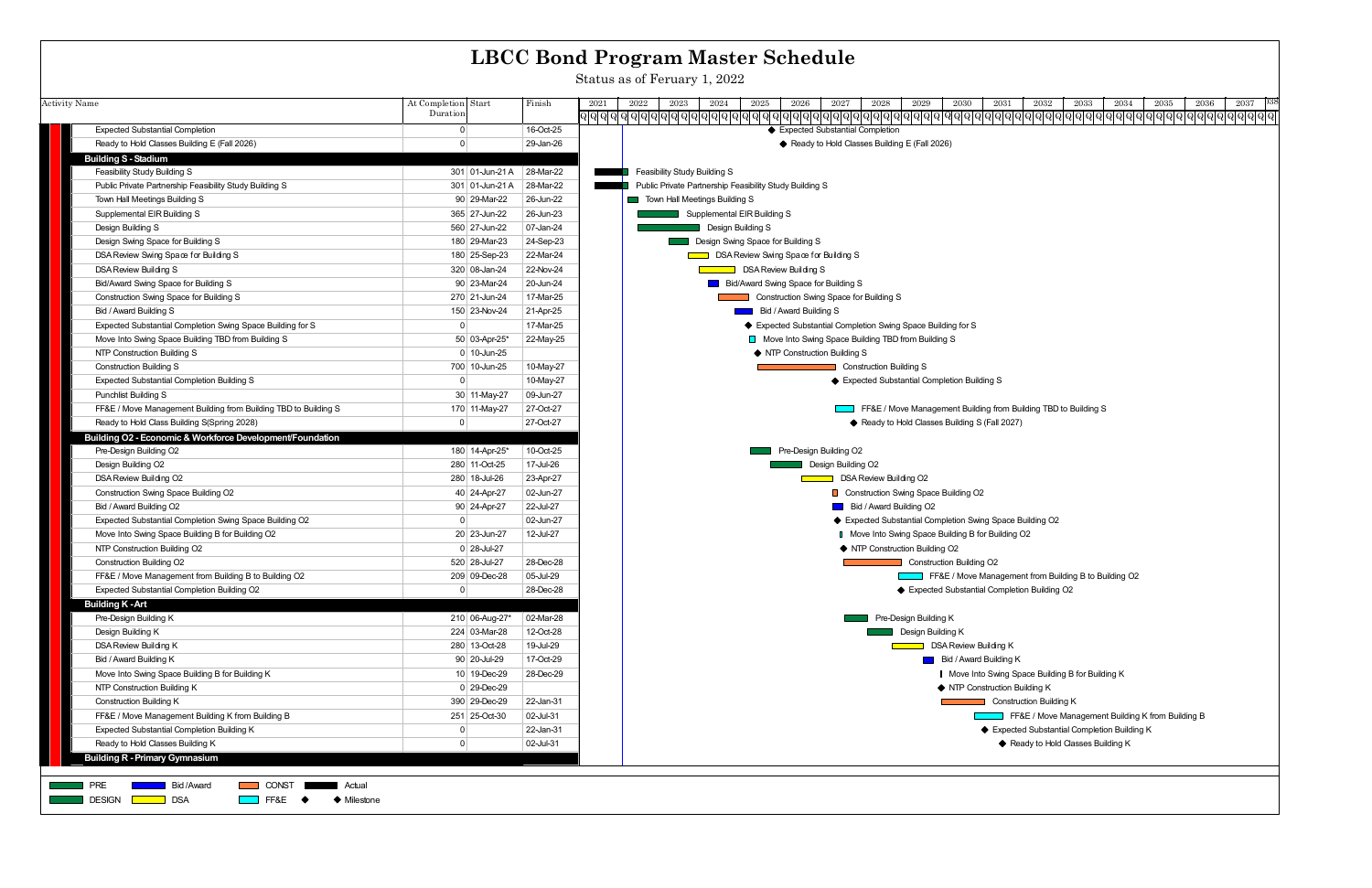# LBCC Bond Program Master Schedule

Status as of Feruary 1, 2022

| Activity Name | At Completion Duration | Start | Finish |
|---|---|---|---|
| Expected Substantial Completion | 0 | | 16-Oct-25 |
| Ready to Hold Classes Building E (Fall 2026) | 0 | | 29-Jan-26 |
| **Building S - Stadium** | | | |
| Feasibility Study Building S | 301 | 01-Jun-21 A | 28-Mar-22 |
| Public Private Partnership Feasibility Study Building S | 301 | 01-Jun-21 A | 28-Mar-22 |
| Town Hall Meetings Building S | 90 | 29-Mar-22 | 26-Jun-22 |
| Supplemental EIR Building S | 365 | 27-Jun-22 | 26-Jun-23 |
| Design Building S | 560 | 27-Jun-22 | 07-Jan-24 |
| Design Swing Space for Building S | 180 | 29-Mar-23 | 24-Sep-23 |
| DSA Review Swing Space for Building S | 180 | 25-Sep-23 | 22-Mar-24 |
| DSA Review Building S | 320 | 08-Jan-24 | 22-Nov-24 |
| Bid/Award Swing Space for Building S | 90 | 23-Mar-24 | 20-Jun-24 |
| Construction Swing Space for Building S | 270 | 21-Jun-24 | 17-Mar-25 |
| Bid / Award Building S | 150 | 23-Nov-24 | 21-Apr-25 |
| Expected Substantial Completion Swing Space Building for S | 0 | | 17-Mar-25 |
| Move Into Swing Space Building TBD from Building S | 50 | 03-Apr-25* | 22-May-25 |
| NTP Construction Building S | 0 | 10-Jun-25 | |
| Construction Building S | 700 | 10-Jun-25 | 10-May-27 |
| Expected Substantial Completion Building S | 0 | | 10-May-27 |
| Punchlist Building S | 30 | 11-May-27 | 09-Jun-27 |
| FF&E / Move Management Building from Building TBD to Building S | 170 | 11-May-27 | 27-Oct-27 |
| Ready to Hold Class Building S(Spring 2028) | 0 | | 27-Oct-27 |
| **Building O2 - Economic & Workforce Development/Foundation** | | | |
| Pre-Design Building O2 | 180 | 14-Apr-25* | 10-Oct-25 |
| Design Building O2 | 280 | 11-Oct-25 | 17-Jul-26 |
| DSA Review Building O2 | 280 | 18-Jul-26 | 23-Apr-27 |
| Construction Swing Space Building O2 | 40 | 24-Apr-27 | 02-Jun-27 |
| Bid / Award Building O2 | 90 | 24-Apr-27 | 22-Jul-27 |
| Expected Substantial Completion Swing Space Building O2 | 0 | | 02-Jun-27 |
| Move Into Swing Space Building B for Building O2 | 20 | 23-Jun-27 | 12-Jul-27 |
| NTP Construction Building O2 | 0 | 28-Jul-27 | |
| Construction Building O2 | 520 | 28-Jul-27 | 28-Dec-28 |
| FF&E / Move Management from Building B to Building O2 | 209 | 09-Dec-28 | 05-Jul-29 |
| Expected Substantial Completion Building O2 | 0 | | 28-Dec-28 |
| **Building K - Art** | | | |
| Pre-Design Building K | 210 | 06-Aug-27* | 02-Mar-28 |
| Design Building K | 224 | 03-Mar-28 | 12-Oct-28 |
| DSA Review Building K | 280 | 13-Oct-28 | 19-Jul-29 |
| Bid / Award Building K | 90 | 20-Jul-29 | 17-Oct-29 |
| Move Into Swing Space Building B for Building K | 10 | 19-Dec-29 | 28-Dec-29 |
| NTP Construction Building K | 0 | 29-Dec-29 | |
| Construction Building K | 390 | 29-Dec-29 | 22-Jan-31 |
| FF&E / Move Management Building K from Building B | 251 | 25-Oct-30 | 02-Jul-31 |
| Expected Substantial Completion Building K | 0 | | 22-Jan-31 |
| Ready to Hold Classes Building K | 0 | | 02-Jul-31 |
| **Building R - Primary Gymnasium** | | | |

Legend: PRE, DESIGN, Bid /Award, DSA, CONST, FF&E, Actual, ◆ Milestone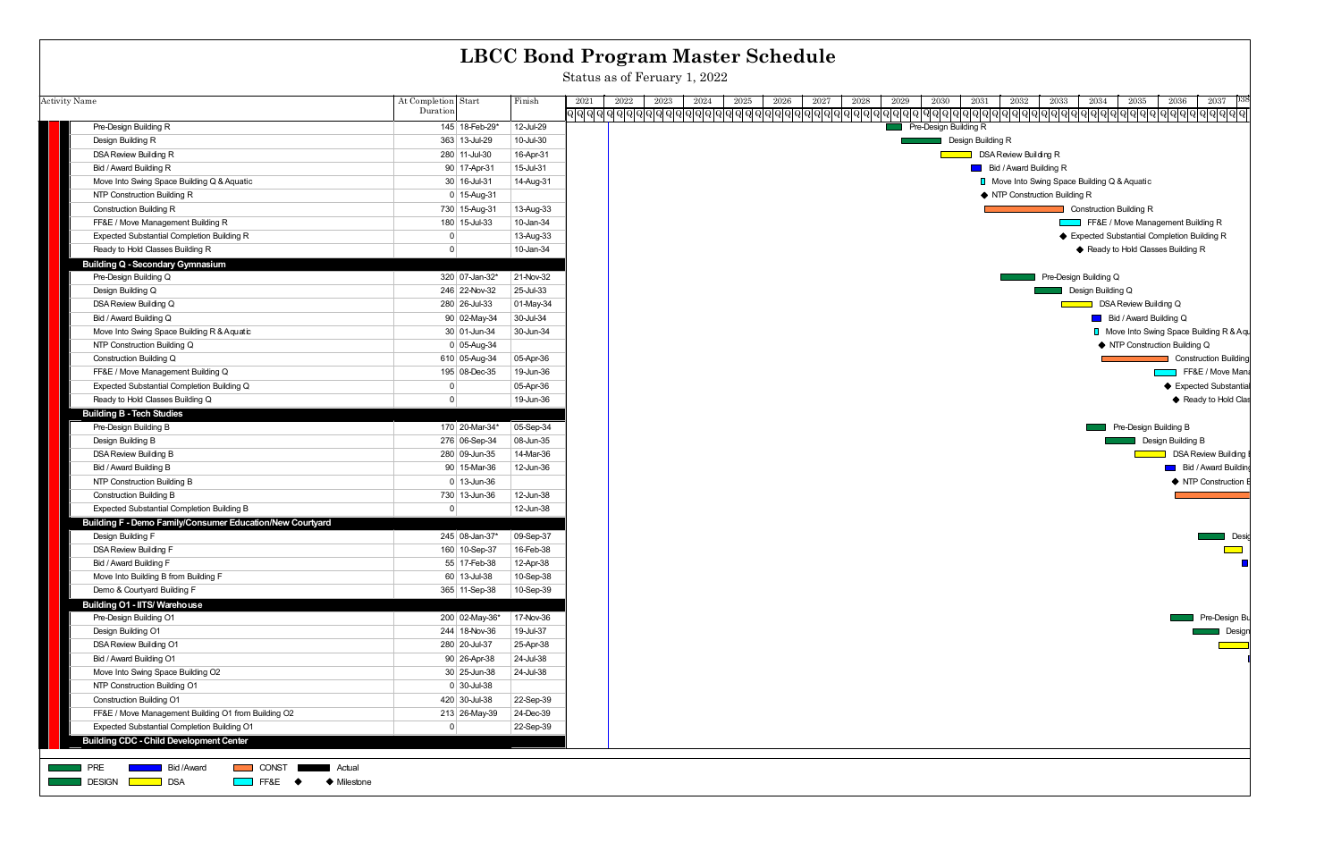# LBCC Bond Program Master Schedule

Status as of Feruary 1, 2022

| Activity Name | At Completion Duration | Start | Finish |
|---|---|---|---|
| Pre-Design Building R | 145 | 18-Feb-29* | 12-Jul-29 |
| Design Building R | 363 | 13-Jul-29 | 10-Jul-30 |
| DSA Review Building R | 280 | 11-Jul-30 | 16-Apr-31 |
| Bid / Award Building R | 90 | 17-Apr-31 | 15-Jul-31 |
| Move Into Swing Space Building Q & Aquatic | 30 | 16-Jul-31 | 14-Aug-31 |
| NTP Construction Building R | 0 | 15-Aug-31 | |
| Construction Building R | 730 | 15-Aug-31 | 13-Aug-33 |
| FF&E / Move Management Building R | 180 | 15-Jul-33 | 10-Jan-34 |
| Expected Substantial Completion Building R | 0 | | 13-Aug-33 |
| Ready to Hold Classes Building R | 0 | | 10-Jan-34 |
| **Building Q - Secondary Gymnasium** | | | |
| Pre-Design Building Q | 320 | 07-Jan-32* | 21-Nov-32 |
| Design Building Q | 246 | 22-Nov-32 | 25-Jul-33 |
| DSA Review Building Q | 280 | 26-Jul-33 | 01-May-34 |
| Bid / Award Building Q | 90 | 02-May-34 | 30-Jul-34 |
| Move Into Swing Space Building R & Aquatic | 30 | 01-Jun-34 | 30-Jun-34 |
| NTP Construction Building Q | 0 | 05-Aug-34 | |
| Construction Building Q | 610 | 05-Aug-34 | 05-Apr-36 |
| FF&E / Move Management Building Q | 195 | 08-Dec-35 | 19-Jun-36 |
| Expected Substantial Completion Building Q | 0 | | 05-Apr-36 |
| Ready to Hold Classes Building Q | 0 | | 19-Jun-36 |
| **Building B - Tech Studies** | | | |
| Pre-Design Building B | 170 | 20-Mar-34* | 05-Sep-34 |
| Design Building B | 276 | 06-Sep-34 | 08-Jun-35 |
| DSA Review Building B | 280 | 09-Jun-35 | 14-Mar-36 |
| Bid / Award Building B | 90 | 15-Mar-36 | 12-Jun-36 |
| NTP Construction Building B | 0 | 13-Jun-36 | |
| Construction Building B | 730 | 13-Jun-36 | 12-Jun-38 |
| Expected Substantial Completion Building B | 0 | | 12-Jun-38 |
| **Building F - Demo Family/Consumer Education/New Courtyard** | | | |
| Design Building F | 245 | 08-Jan-37* | 09-Sep-37 |
| DSA Review Building F | 160 | 10-Sep-37 | 16-Feb-38 |
| Bid / Award Building F | 55 | 17-Feb-38 | 12-Apr-38 |
| Move Into Building B from Building F | 60 | 13-Jul-38 | 10-Sep-38 |
| Demo & Courtyard Building F | 365 | 11-Sep-38 | 10-Sep-39 |
| **Building O1 - IITS/ Warehouse** | | | |
| Pre-Design Building O1 | 200 | 02-May-36* | 17-Nov-36 |
| Design Building O1 | 244 | 18-Nov-36 | 19-Jul-37 |
| DSA Review Building O1 | 280 | 20-Jul-37 | 25-Apr-38 |
| Bid / Award Building O1 | 90 | 26-Apr-38 | 24-Jul-38 |
| Move Into Swing Space Building O2 | 30 | 25-Jun-38 | 24-Jul-38 |
| NTP Construction Building O1 | 0 | 30-Jul-38 | |
| Construction Building O1 | 420 | 30-Jul-38 | 22-Sep-39 |
| FF&E / Move Management Building O1 from Building O2 | 213 | 26-May-39 | 24-Dec-39 |
| Expected Substantial Completion Building O1 | 0 | | 22-Sep-39 |
| **Building CDC - Child Development Center** | | | |

Legend: PRE, DESIGN, Bid /Award, DSA, CONST, FF&E, Actual, ◆ Milestone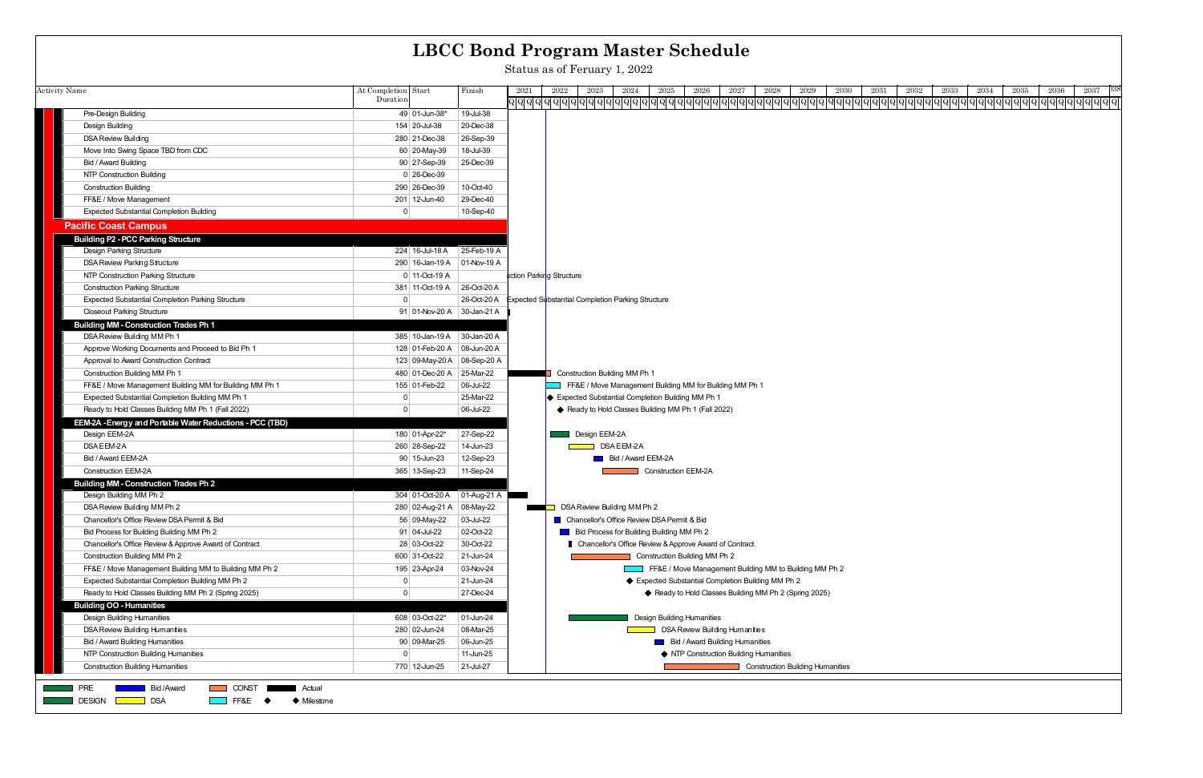# LBCC Bond Program Master Schedule

Status as of Feruary 1, 2022

| Activity Name | At Completion Duration | Start | Finish |
|---|---|---|---|
| Pre-Design Building | 49 | 01-Jun-38* | 19-Jul-38 |
| Design Building | 154 | 20-Jul-38 | 20-Dec-38 |
| DSA Review Building | 280 | 21-Dec-38 | 26-Sep-39 |
| Move Into Swing Space TBD from CDC | 60 | 20-May-39 | 18-Jul-39 |
| Bid / Award Building | 90 | 27-Sep-39 | 25-Dec-39 |
| NTP Construction Building | 0 | 26-Dec-39 | |
| Construction Building | 290 | 26-Dec-39 | 10-Oct-40 |
| FF&E / Move Management | 201 | 12-Jun-40 | 29-Dec-40 |
| Expected Substantial Completion Building | 0 | | 10-Sep-40 |
| **Pacific Coast Campus** | | | |
| **Building P2 - PCC Parking Structure** | | | |
| Design Parking Structure | 224 | 16-Jul-18 A | 25-Feb-19 A |
| DSA Review Parking Structure | 290 | 16-Jan-19 A | 01-Nov-19 A |
| NTP Construction Parking Structure | 0 | 11-Oct-19 A | |
| Construction Parking Structure | 381 | 11-Oct-19 A | 26-Oct-20 A |
| Expected Substantial Completion Parking Structure | 0 | | 26-Oct-20 A |
| Closeout Parking Structure | 91 | 01-Nov-20 A | 30-Jan-21 A |
| **Building MM - Construction Trades Ph 1** | | | |
| DSA Review Building MM Ph 1 | 385 | 10-Jan-19 A | 30-Jan-20 A |
| Approve Working Documents and Proceed to Bid Ph 1 | 128 | 01-Feb-20 A | 08-Jun-20 A |
| Approval to Award Construction Contract | 123 | 09-May-20 A | 08-Sep-20 A |
| Construction Building MM Ph 1 | 480 | 01-Dec-20 A | 25-Mar-22 |
| FF&E / Move Management Building MM for Building MM Ph 1 | 155 | 01-Feb-22 | 06-Jul-22 |
| Expected Substantial Completion Building MM Ph 1 | 0 | | 25-Mar-22 |
| Ready to Hold Classes Building MM Ph 1 (Fall 2022) | 0 | | 06-Jul-22 |
| **EEM-2A - Energy and Portable Water Reductions - PCC (TBD)** | | | |
| Design EEM-2A | 180 | 01-Apr-22* | 27-Sep-22 |
| DSA EEM-2A | 260 | 28-Sep-22 | 14-Jun-23 |
| Bid / Award EEM-2A | 90 | 15-Jun-23 | 12-Sep-23 |
| Construction EEM-2A | 365 | 13-Sep-23 | 11-Sep-24 |
| **Building MM - Construction Trades Ph 2** | | | |
| Design Building MM Ph 2 | 304 | 01-Oct-20 A | 01-Aug-21 A |
| DSA Review Building MM Ph 2 | 280 | 02-Aug-21 A | 08-May-22 |
| Chancellor's Office Review DSA Permit & Bid | 56 | 09-May-22 | 03-Jul-22 |
| Bid Process for Building Building MM Ph 2 | 91 | 04-Jul-22 | 02-Oct-22 |
| Chancellor's Office Review & Approve Award of Contract | 28 | 03-Oct-22 | 30-Oct-22 |
| Construction Building MM Ph 2 | 600 | 31-Oct-22 | 21-Jun-24 |
| FF&E / Move Management Building MM to Building MM Ph 2 | 195 | 23-Apr-24 | 03-Nov-24 |
| Expected Substantial Completion Building MM Ph 2 | 0 | | 21-Jun-24 |
| Ready to Hold Classes Building MM Ph 2 (Spring 2025) | 0 | | 27-Dec-24 |
| **Building OO - Humanities** | | | |
| Design Building Humanities | 608 | 03-Oct-22* | 01-Jun-24 |
| DSA Review Building Humanities | 280 | 02-Jun-24 | 08-Mar-25 |
| Bid / Award Building Humanities | 90 | 09-Mar-25 | 06-Jun-25 |
| NTP Construction Building Humanities | 0 | | 11-Jun-25 |
| Construction Building Humanities | 770 | 12-Jun-25 | 21-Jul-27 |

Legend: PRE, Bid /Award, CONST, Actual, DESIGN, DSA, FF&E, ◆ Milestone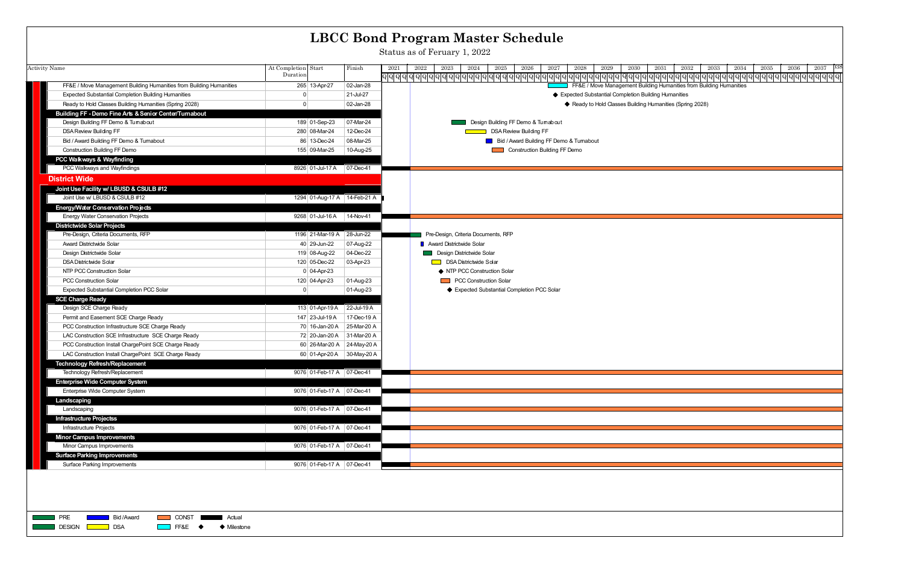# LBCC Bond Program Master Schedule

Status as of Feruary 1, 2022

| Activity Name | At Completion Duration | Start | Finish |
|---|---|---|---|
| FF&E / Move Management Building Humanities from Building Humanities | 265 | 13-Apr-27 | 02-Jan-28 |
| Expected Substantial Completion Building Humanities | 0 | | 21-Jul-27 |
| Ready to Hold Classes Building Humanities (Spring 2028) | 0 | | 02-Jan-28 |
| **Building FF - Demo Fine Arts & Senior Center/Turnabout** | | | |
| Design Building FF Demo & Turnabout | 189 | 01-Sep-23 | 07-Mar-24 |
| DSA Review Building FF | 280 | 08-Mar-24 | 12-Dec-24 |
| Bid / Award Building FF Demo & Turnabout | 86 | 13-Dec-24 | 08-Mar-25 |
| Construction Building FF Demo | 155 | 09-Mar-25 | 10-Aug-25 |
| **PCC Walkways & Wayfinding** | | | |
| PCC Walkways and Wayfindings | 8926 | 01-Jul-17 A | 07-Dec-41 |
| **District Wide** | | | |
| **Joint Use Facility w/ LBUSD & CSULB #12** | | | |
| Joint Use w/ LBUSD & CSULB #12 | 1294 | 01-Aug-17 A | 14-Feb-21 A |
| **Energy/Water Conservation Projects** | | | |
| Energy Water Conservation Projects | 9268 | 01-Jul-16 A | 14-Nov-41 |
| **Districtwide Solar Projects** | | | |
| Pre-Design, Criteria Documents, RFP | 1196 | 21-Mar-19 A | 28-Jun-22 |
| Award Districtwide Solar | 40 | 29-Jun-22 | 07-Aug-22 |
| Design Districtwide Solar | 119 | 08-Aug-22 | 04-Dec-22 |
| DSA Districtwide Solar | 120 | 05-Dec-22 | 03-Apr-23 |
| NTP PCC Construction Solar | 0 | 04-Apr-23 | |
| PCC Construction Solar | 120 | 04-Apr-23 | 01-Aug-23 |
| Expected Substantial Completion PCC Solar | 0 | | 01-Aug-23 |
| **SCE Charge Ready** | | | |
| Design SCE Charge Ready | 113 | 01-Apr-19 A | 22-Jul-19 A |
| Permit and Easement SCE Charge Ready | 147 | 23-Jul-19 A | 17-Dec-19 A |
| PCC Construction Infrastructure SCE Charge Ready | 70 | 16-Jan-20 A | 25-Mar-20 A |
| LAC Construction SCE Infrastructure SCE Charge Ready | 72 | 20-Jan-20 A | 31-Mar-20 A |
| PCC Construction Install ChargePoint SCE Charge Ready | 60 | 26-Mar-20 A | 24-May-20 A |
| LAC Construction Install ChargePoint SCE Charge Ready | 60 | 01-Apr-20 A | 30-May-20 A |
| **Technology Refresh/Replacement** | | | |
| Technology Refresh/Replacement | 9076 | 01-Feb-17 A | 07-Dec-41 |
| **Enterprise Wide Computer System** | | | |
| Enterprise Wide Computer System | 9076 | 01-Feb-17 A | 07-Dec-41 |
| **Landscaping** | | | |
| Landscaping | 9076 | 01-Feb-17 A | 07-Dec-41 |
| **Infrastructure Projectss** | | | |
| Infrastructure Projects | 9076 | 01-Feb-17 A | 07-Dec-41 |
| **Minor Campus Improvements** | | | |
| Minor Campus Improvements | 9076 | 01-Feb-17 A | 07-Dec-41 |
| **Surface Parking Improvements** | | | |
| Surface Parking Improvements | 9076 | 01-Feb-17 A | 07-Dec-41 |

Legend: PRE, Bid /Award, CONST, Actual, DESIGN, DSA, FF&E, ◆ Milestone